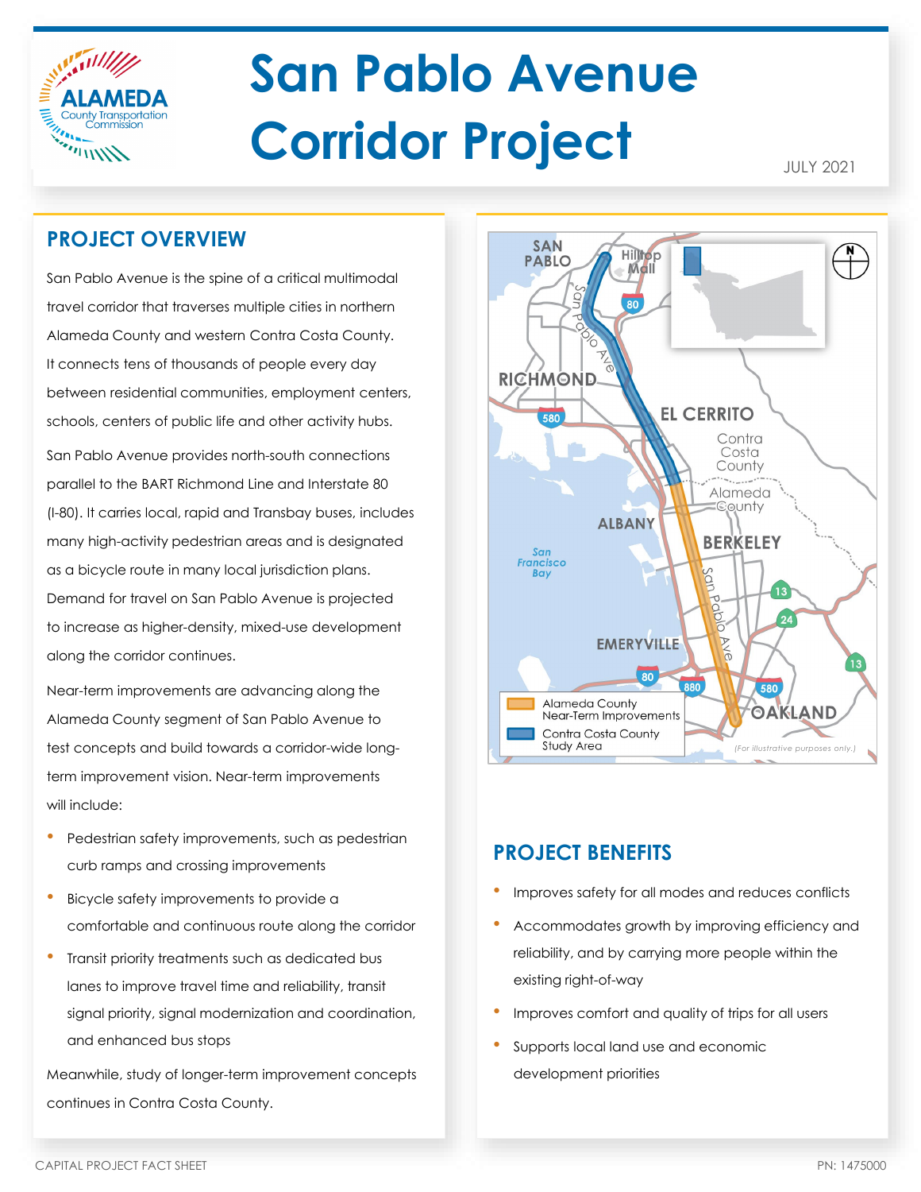ALAMEDA County Transportation Commission

# San Pablo Avenue Corridor Project

JULY 2021

## PROJECT OVERVIEW

San Pablo Avenue is the spine of a critical multimodal travel corridor that traverses multiple cities in northern Alameda County and western Contra Costa County. It connects tens of thousands of people every day between residential communities, employment centers, schools, centers of public life and other activity hubs.

San Pablo Avenue provides north-south connections parallel to the BART Richmond Line and Interstate 80 (I-80). It carries local, rapid and Transbay buses, includes many high-activity pedestrian areas and is designated as a bicycle route in many local jurisdiction plans. Demand for travel on San Pablo Avenue is projected to increase as higher-density, mixed-use development along the corridor continues.

Near-term improvements are advancing along the Alameda County segment of San Pablo Avenue to test concepts and build towards a corridor-wide long-term improvement vision. Near-term improvements will include:

- Pedestrian safety improvements, such as pedestrian curb ramps and crossing improvements
- Bicycle safety improvements to provide a comfortable and continuous route along the corridor
- Transit priority treatments such as dedicated bus lanes to improve travel time and reliability, transit signal priority, signal modernization and coordination, and enhanced bus stops

Meanwhile, study of longer-term improvement concepts continues in Contra Costa County.

Alameda County Near-Term Improvements

Contra Costa County Study Area

(For illustrative purposes only.)

## PROJECT BENEFITS

- Improves safety for all modes and reduces conflicts
- Accommodates growth by improving efficiency and reliability, and by carrying more people within the existing right-of-way
- Improves comfort and quality of trips for all users
- Supports local land use and economic development priorities

CAPITAL PROJECT FACT SHEET

PN: 1475000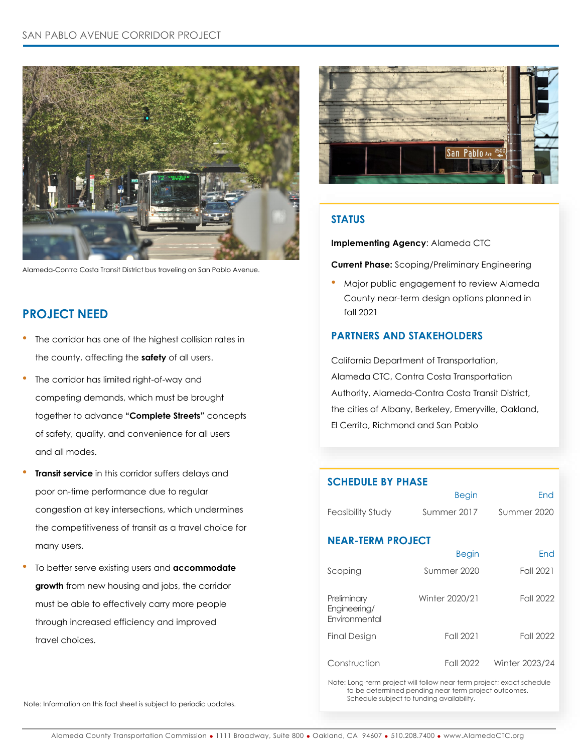Alameda-Contra Costa Transit District bus traveling on San Pablo Avenue.

## PROJECT NEED

- The corridor has one of the highest collision rates in the county, affecting the **safety** of all users.
- The corridor has limited right-of-way and competing demands, which must be brought together to advance **"Complete Streets"** concepts of safety, quality, and convenience for all users and all modes.
- **Transit service** in this corridor suffers delays and poor on-time performance due to regular congestion at key intersections, which undermines the competitiveness of transit as a travel choice for many users.
- To better serve existing users and **accommodate growth** from new housing and jobs, the corridor must be able to effectively carry more people through increased efficiency and improved travel choices.

Note: Information on this fact sheet is subject to periodic updates.

## STATUS

**Implementing Agency**: Alameda CTC

**Current Phase:** Scoping/Preliminary Engineering

- Major public engagement to review Alameda County near-term design options planned in fall 2021

## PARTNERS AND STAKEHOLDERS

California Department of Transportation, Alameda CTC, Contra Costa Transportation Authority, Alameda-Contra Costa Transit District, the cities of Albany, Berkeley, Emeryville, Oakland, El Cerrito, Richmond and San Pablo

## SCHEDULE BY PHASE

| | Begin | End |
|---|---|---|
| Feasibility Study | Summer 2017 | Summer 2020 |

## NEAR-TERM PROJECT

| | Begin | End |
|---|---|---|
| Scoping | Summer 2020 | Fall 2021 |
| Preliminary Engineering/ Environmental | Winter 2020/21 | Fall 2022 |
| Final Design | Fall 2021 | Fall 2022 |
| Construction | Fall 2022 | Winter 2023/24 |

Note: Long-term project will follow near-term project; exact schedule to be determined pending near-term project outcomes. Schedule subject to funding availability.